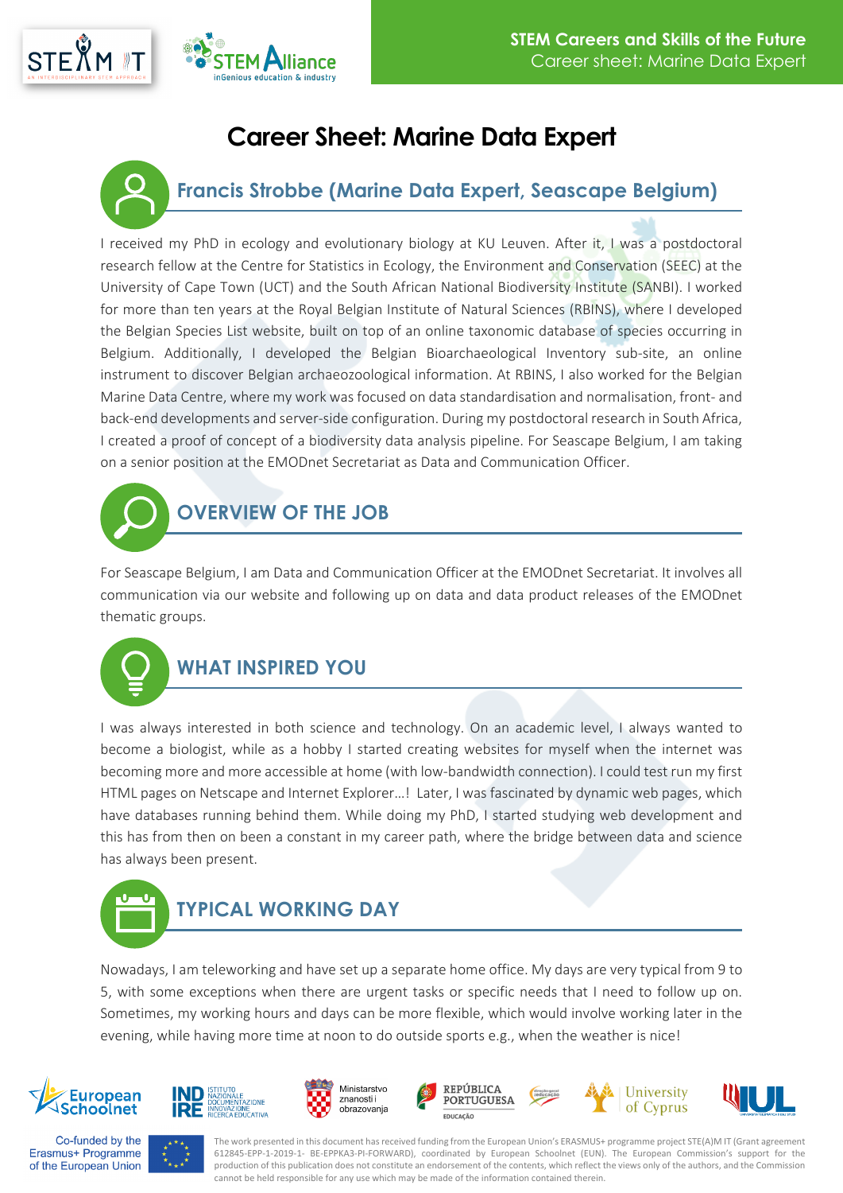# Career Sheet: Marine Data Expert

## Francis Strobbe (Marine Data Expert, Seascape Belgium)

I received my PhD in ecology and evolutionary biology at KU Leuven. After it, I was a postdoctoral research fellow at the Centre for Statistics in Ecology, the Environment and Conservation (SEEC) at the University of Cape Town (UCT) and the South African National Biodiversity Institute (SANBI). I worked for more than ten years at the Royal Belgian Institute of Natural Sciences (RBINS), where I developed the Belgian Species List website, built on top of an online taxonomic database of species occurring in Belgium. Additionally, I developed the Belgian Bioarchaeological Inventory sub-site, an online instrument to discover Belgian archaeozoological information. At RBINS, I also worked for the Belgian Marine Data Centre, where my work was focused on data standardisation and normalisation, front- and back-end developments and server-side configuration. During my postdoctoral research in South Africa, I created a proof of concept of a biodiversity data analysis pipeline. For Seascape Belgium, I am taking on a senior position at the EMODnet Secretariat as Data and Communication Officer.

## OVERVIEW OF THE JOB

For Seascape Belgium, I am Data and Communication Officer at the EMODnet Secretariat. It involves all communication via our website and following up on data and data product releases of the EMODnet thematic groups.

## WHAT INSPIRED YOU

I was always interested in both science and technology. On an academic level, I always wanted to become a biologist, while as a hobby I started creating websites for myself when the internet was becoming more and more accessible at home (with low-bandwidth connection). I could test run my first HTML pages on Netscape and Internet Explorer…! Later, I was fascinated by dynamic web pages, which have databases running behind them. While doing my PhD, I started studying web development and this has from then on been a constant in my career path, where the bridge between data and science has always been present.

## TYPICAL WORKING DAY

Nowadays, I am teleworking and have set up a separate home office. My days are very typical from 9 to 5, with some exceptions when there are urgent tasks or specific needs that I need to follow up on. Sometimes, my working hours and days can be more flexible, which would involve working later in the evening, while having more time at noon to do outside sports e.g., when the weather is nice!

Co-funded by the Erasmus+ Programme of the European Union

The work presented in this document has received funding from the European Union's ERASMUS+ programme project STE(A)M IT (Grant agreement 612845-EPP-1-2019-1- BE-EPPKA3-PI-FORWARD), coordinated by European Schoolnet (EUN). The European Commission's support for the production of this publication does not constitute an endorsement of the contents, which reflect the views only of the authors, and the Commission cannot be held responsible for any use which may be made of the information contained therein.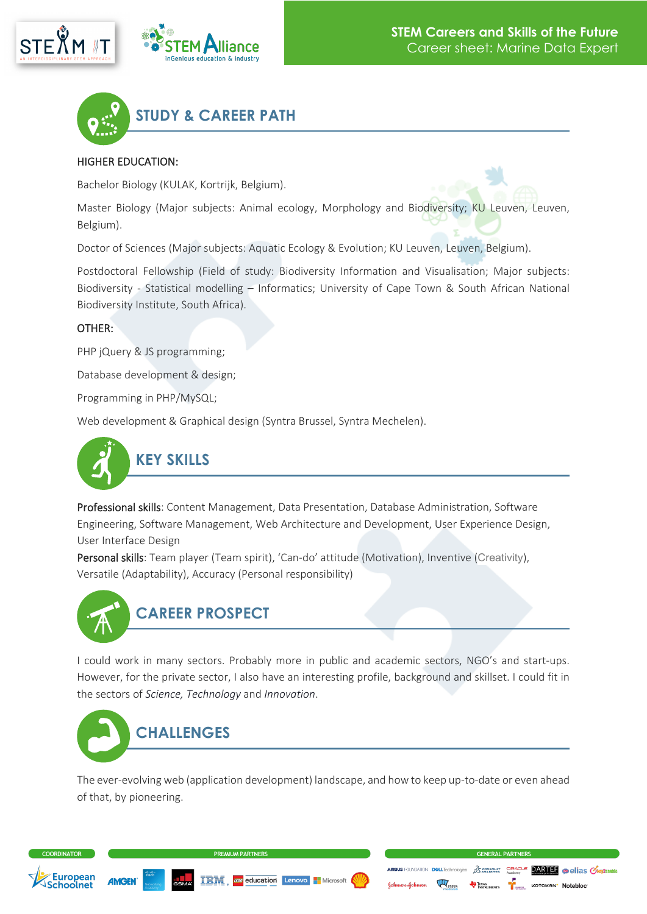## STUDY & CAREER PATH

HIGHER EDUCATION:

Bachelor Biology (KULAK, Kortrijk, Belgium).

Master Biology (Major subjects: Animal ecology, Morphology and Biodiversity; KU Leuven, Leuven, Belgium).

Doctor of Sciences (Major subjects: Aquatic Ecology & Evolution; KU Leuven, Leuven, Belgium).

Postdoctoral Fellowship (Field of study: Biodiversity Information and Visualisation; Major subjects: Biodiversity - Statistical modelling – Informatics; University of Cape Town & South African National Biodiversity Institute, South Africa).

OTHER:

PHP jQuery & JS programming;

Database development & design;

Programming in PHP/MySQL;

Web development & Graphical design (Syntra Brussel, Syntra Mechelen).

## KEY SKILLS

**Professional skills**: Content Management, Data Presentation, Database Administration, Software Engineering, Software Management, Web Architecture and Development, User Experience Design, User Interface Design

**Personal skills**: Team player (Team spirit), 'Can-do' attitude (Motivation), Inventive (Creativity), Versatile (Adaptability), Accuracy (Personal responsibility)

## CAREER PROSPECT

I could work in many sectors. Probably more in public and academic sectors, NGO's and start-ups. However, for the private sector, I also have an interesting profile, background and skillset. I could fit in the sectors of *Science, Technology* and *Innovation*.

## CHALLENGES

The ever-evolving web (application development) landscape, and how to keep up-to-date or even ahead of that, by pioneering.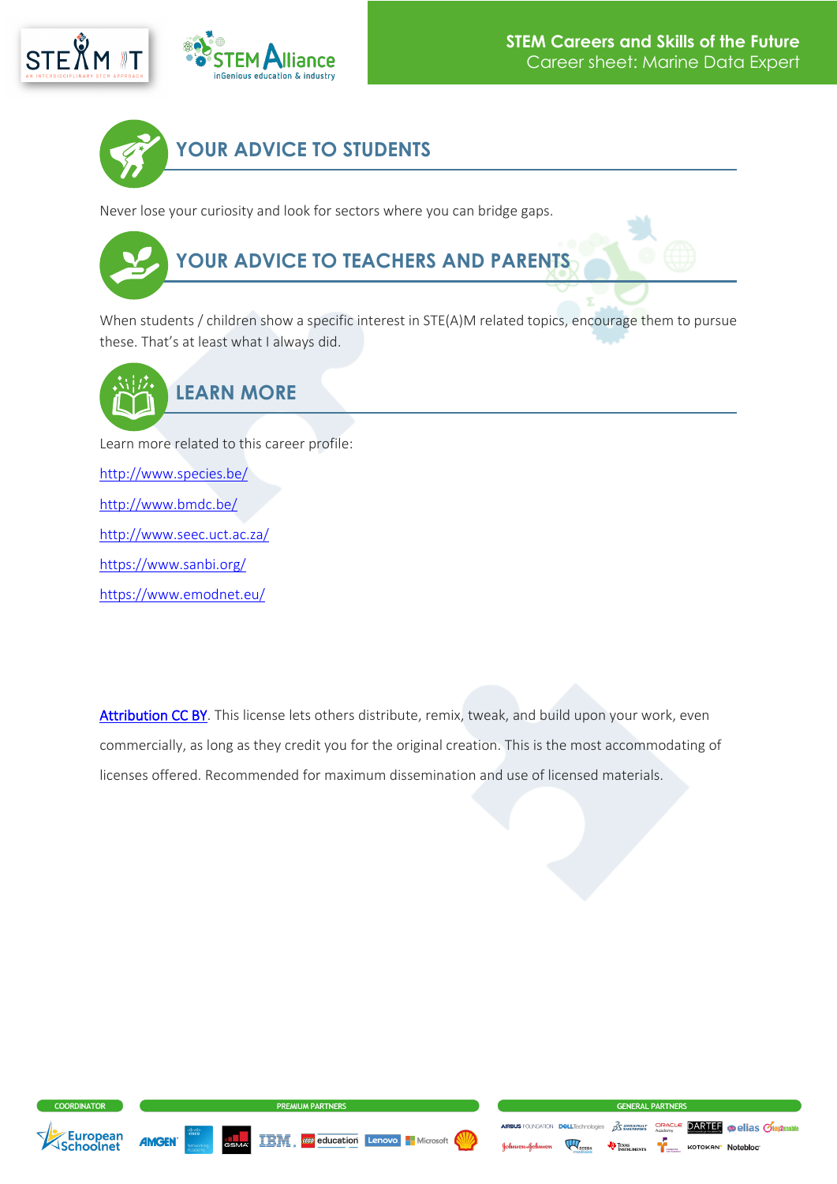## YOUR ADVICE TO STUDENTS

Never lose your curiosity and look for sectors where you can bridge gaps.

## YOUR ADVICE TO TEACHERS AND PARENTS

When students / children show a specific interest in STE(A)M related topics, encourage them to pursue these. That's at least what I always did.

## LEARN MORE

Learn more related to this career profile:

http://www.species.be/

http://www.bmdc.be/

http://www.seec.uct.ac.za/

https://www.sanbi.org/

https://www.emodnet.eu/

Attribution CC BY. This license lets others distribute, remix, tweak, and build upon your work, even commercially, as long as they credit you for the original creation. This is the most accommodating of licenses offered. Recommended for maximum dissemination and use of licensed materials.